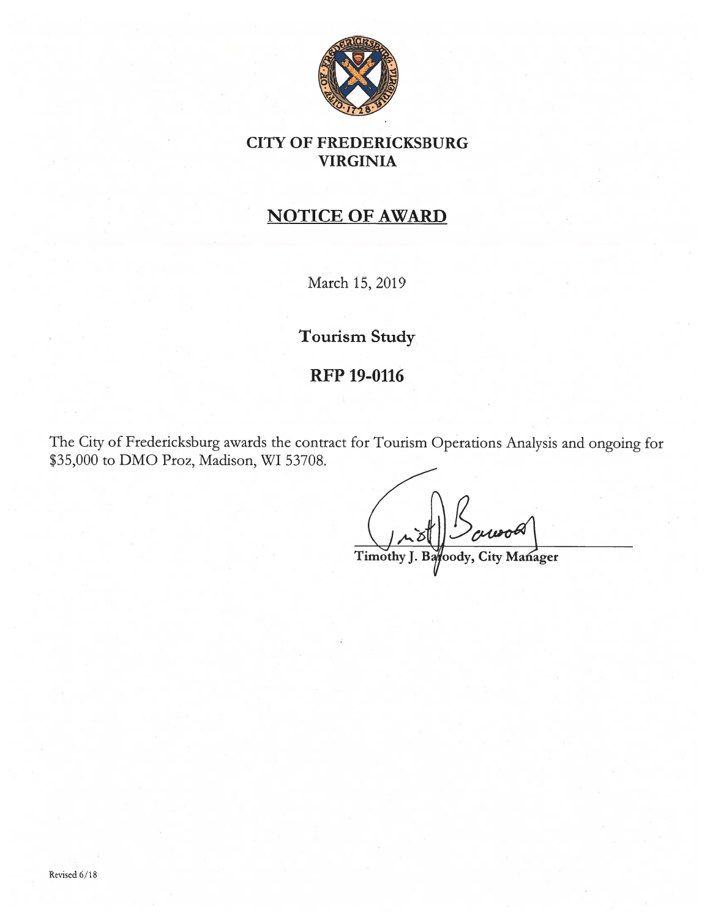# CITY OF FREDERICKSBURG
# VIRGINIA

## NOTICE OF AWARD

March 15, 2019

### Tourism Study

### RFP 19-0116

The City of Fredericksburg awards the contract for Tourism Operations Analysis and ongoing for $35,000 to DMO Proz, Madison, WI 53708.

Timothy J. Baroody, City Manager

Revised 6/18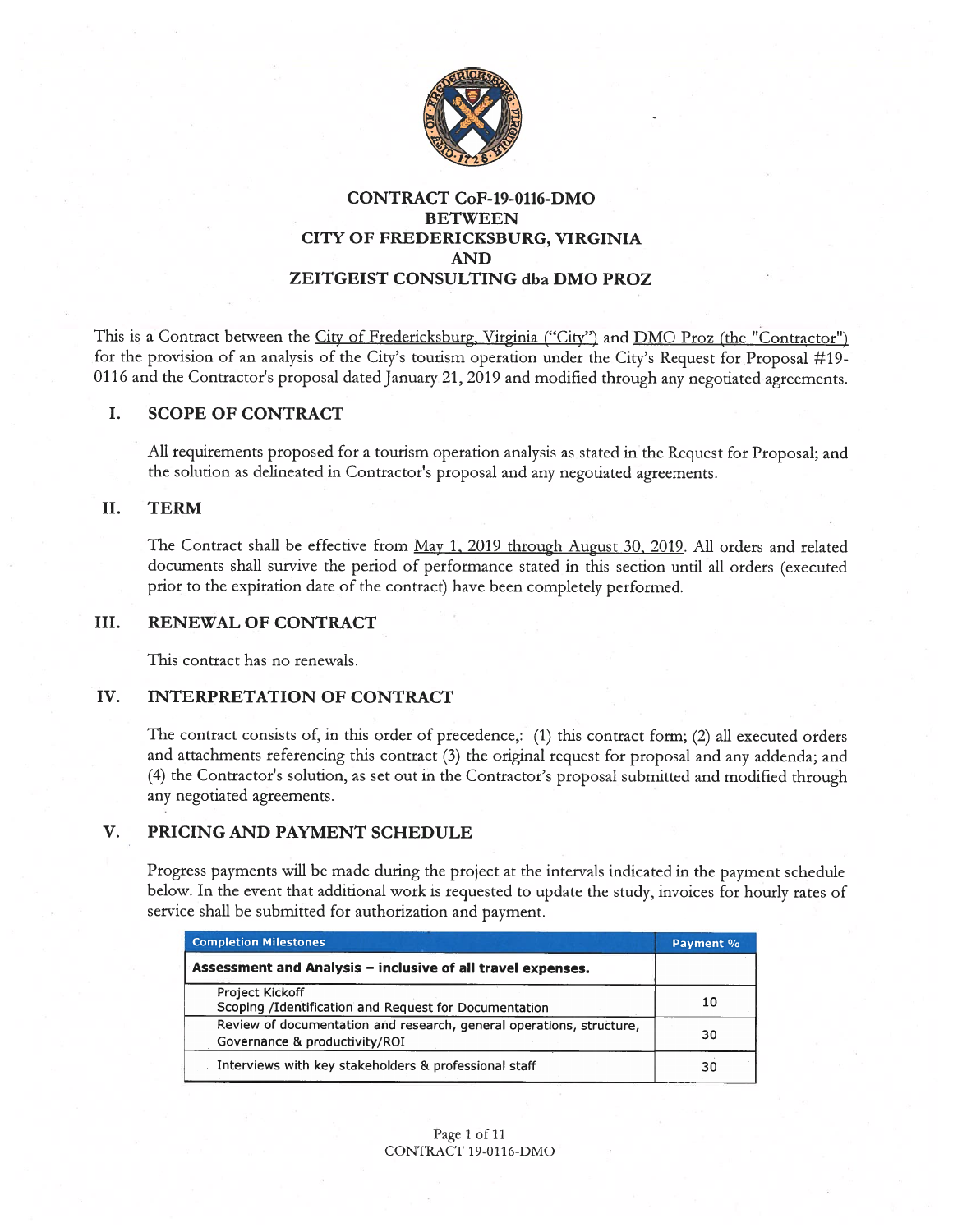# CONTRACT CoF-19-0116-DMO BETWEEN CITY OF FREDERICKSBURG, VIRGINIA AND ZEITGEIST CONSULTING dba DMO PROZ

This is a Contract between the City of Fredericksburg, Virginia ("City") and DMO Proz (the "Contractor") for the provision of an analysis of the City's tourism operation under the City's Request for Proposal #19-0116 and the Contractor's proposal dated January 21, 2019 and modified through any negotiated agreements.

## I. SCOPE OF CONTRACT

All requirements proposed for a tourism operation analysis as stated in the Request for Proposal; and the solution as delineated in Contractor's proposal and any negotiated agreements.

## II. TERM

The Contract shall be effective from May 1, 2019 through August 30, 2019. All orders and related documents shall survive the period of performance stated in this section until all orders (executed prior to the expiration date of the contract) have been completely performed.

## III. RENEWAL OF CONTRACT

This contract has no renewals.

## IV. INTERPRETATION OF CONTRACT

The contract consists of, in this order of precedence,: (1) this contract form; (2) all executed orders and attachments referencing this contract (3) the original request for proposal and any addenda; and (4) the Contractor's solution, as set out in the Contractor's proposal submitted and modified through any negotiated agreements.

## V. PRICING AND PAYMENT SCHEDULE

Progress payments will be made during the project at the intervals indicated in the payment schedule below. In the event that additional work is requested to update the study, invoices for hourly rates of service shall be submitted for authorization and payment.

| Completion Milestones | Payment % |
|---|---|
| **Assessment and Analysis – inclusive of all travel expenses.** | |
| Project Kickoff<br>Scoping /Identification and Request for Documentation | 10 |
| Review of documentation and research, general operations, structure, Governance & productivity/ROI | 30 |
| Interviews with key stakeholders & professional staff | 30 |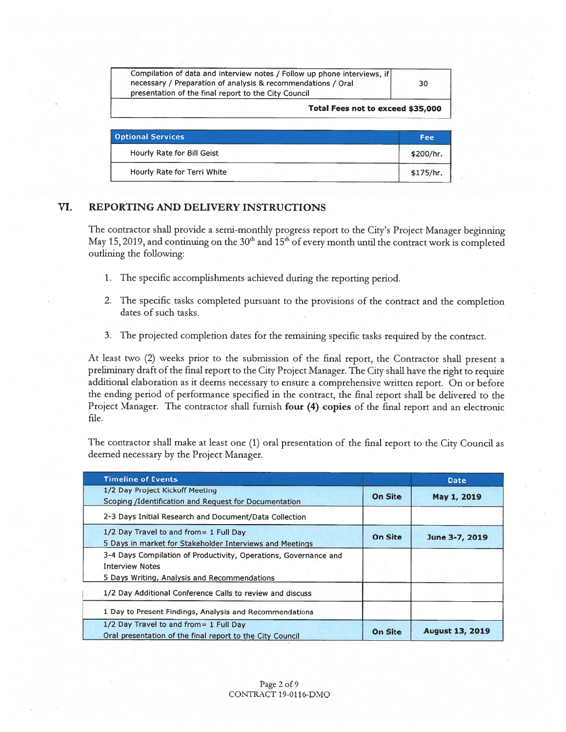| | |
|---|---|
| Compilation of data and interview notes / Follow up phone interviews, if necessary / Preparation of analysis & recommendations / Oral presentation of the final report to the City Council | 30 |
| **Total Fees not to exceed $35,000** | |

| Optional Services | Fee |
|---|---|
| Hourly Rate for Bill Geist | $200/hr. |
| Hourly Rate for Terri White | $175/hr. |

## VI. REPORTING AND DELIVERY INSTRUCTIONS

The contractor shall provide a semi-monthly progress report to the City's Project Manager beginning May 15, 2019, and continuing on the 30th and 15th of every month until the contract work is completed outlining the following:

1. The specific accomplishments achieved during the reporting period.
2. The specific tasks completed pursuant to the provisions of the contract and the completion dates of such tasks.
3. The projected completion dates for the remaining specific tasks required by the contract.

At least two (2) weeks prior to the submission of the final report, the Contractor shall present a preliminary draft of the final report to the City Project Manager. The City shall have the right to require additional elaboration as it deems necessary to ensure a comprehensive written report. On or before the ending period of performance specified in the contract, the final report shall be delivered to the Project Manager. The contractor shall furnish **four (4) copies** of the final report and an electronic file.

The contractor shall make at least one (1) oral presentation of the final report to the City Council as deemed necessary by the Project Manager.

| Timeline of Events | | Date |
|---|---|---|
| 1/2 Day Project Kickoff Meeting<br>Scoping /Identification and Request for Documentation | **On Site** | **May 1, 2019** |
| 2-3 Days Initial Research and Document/Data Collection | | |
| 1/2 Day Travel to and from= 1 Full Day<br>5 Days in market for Stakeholder Interviews and Meetings | **On Site** | **June 3-7, 2019** |
| 3-4 Days Compilation of Productivity, Operations, Governance and Interview Notes<br>5 Days Writing, Analysis and Recommendations | | |
| 1/2 Day Additional Conference Calls to review and discuss | | |
| 1 Day to Present Findings, Analysis and Recommendations | | |
| 1/2 Day Travel to and from= 1 Full Day<br>Oral presentation of the final report to the City Council | **On Site** | **August 13, 2019** |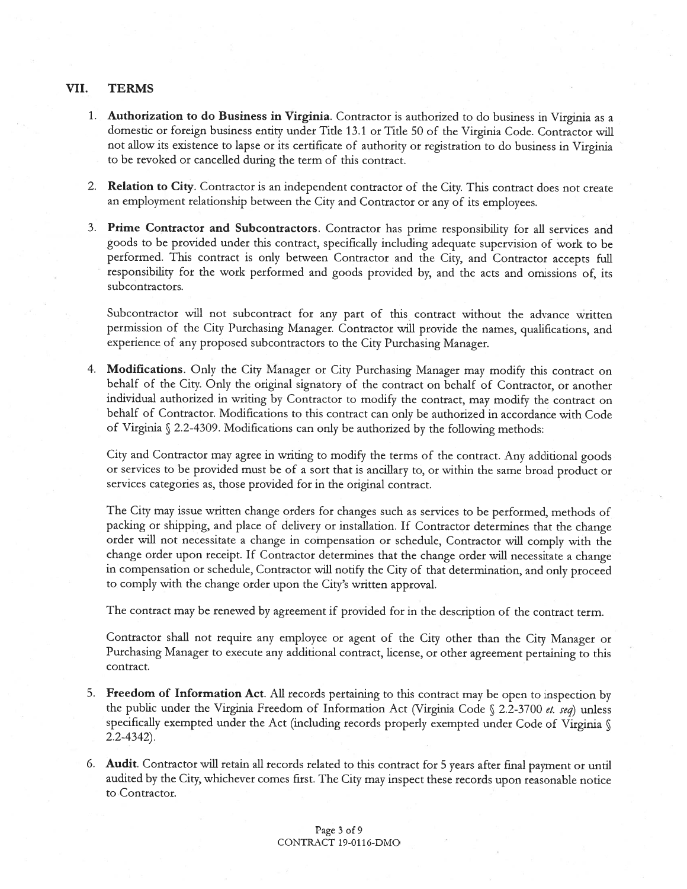## VII. TERMS

1. **Authorization to do Business in Virginia**. Contractor is authorized to do business in Virginia as a domestic or foreign business entity under Title 13.1 or Title 50 of the Virginia Code. Contractor will not allow its existence to lapse or its certificate of authority or registration to do business in Virginia to be revoked or cancelled during the term of this contract.

2. **Relation to City**. Contractor is an independent contractor of the City. This contract does not create an employment relationship between the City and Contractor or any of its employees.

3. **Prime Contractor and Subcontractors**. Contractor has prime responsibility for all services and goods to be provided under this contract, specifically including adequate supervision of work to be performed. This contract is only between Contractor and the City, and Contractor accepts full responsibility for the work performed and goods provided by, and the acts and omissions of, its subcontractors.

   Subcontractor will not subcontract for any part of this contract without the advance written permission of the City Purchasing Manager. Contractor will provide the names, qualifications, and experience of any proposed subcontractors to the City Purchasing Manager.

4. **Modifications**. Only the City Manager or City Purchasing Manager may modify this contract on behalf of the City. Only the original signatory of the contract on behalf of Contractor, or another individual authorized in writing by Contractor to modify the contract, may modify the contract on behalf of Contractor. Modifications to this contract can only be authorized in accordance with Code of Virginia § 2.2-4309. Modifications can only be authorized by the following methods:

   City and Contractor may agree in writing to modify the terms of the contract. Any additional goods or services to be provided must be of a sort that is ancillary to, or within the same broad product or services categories as, those provided for in the original contract.

   The City may issue written change orders for changes such as services to be performed, methods of packing or shipping, and place of delivery or installation. If Contractor determines that the change order will not necessitate a change in compensation or schedule, Contractor will comply with the change order upon receipt. If Contractor determines that the change order will necessitate a change in compensation or schedule, Contractor will notify the City of that determination, and only proceed to comply with the change order upon the City's written approval.

   The contract may be renewed by agreement if provided for in the description of the contract term.

   Contractor shall not require any employee or agent of the City other than the City Manager or Purchasing Manager to execute any additional contract, license, or other agreement pertaining to this contract.

5. **Freedom of Information Act**. All records pertaining to this contract may be open to inspection by the public under the Virginia Freedom of Information Act (Virginia Code § 2.2-3700 *et. seq*) unless specifically exempted under the Act (including records properly exempted under Code of Virginia § 2.2-4342).

6. **Audit**. Contractor will retain all records related to this contract for 5 years after final payment or until audited by the City, whichever comes first. The City may inspect these records upon reasonable notice to Contractor.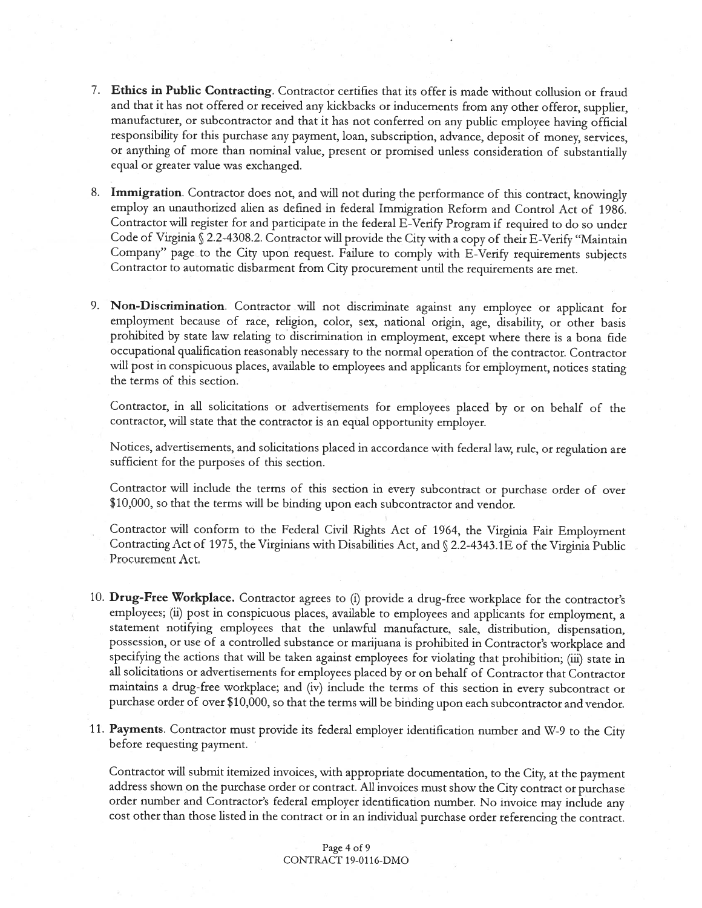7. **Ethics in Public Contracting**. Contractor certifies that its offer is made without collusion or fraud and that it has not offered or received any kickbacks or inducements from any other offeror, supplier, manufacturer, or subcontractor and that it has not conferred on any public employee having official responsibility for this purchase any payment, loan, subscription, advance, deposit of money, services, or anything of more than nominal value, present or promised unless consideration of substantially equal or greater value was exchanged.

8. **Immigration**. Contractor does not, and will not during the performance of this contract, knowingly employ an unauthorized alien as defined in federal Immigration Reform and Control Act of 1986. Contractor will register for and participate in the federal E-Verify Program if required to do so under Code of Virginia § 2.2-4308.2. Contractor will provide the City with a copy of their E-Verify "Maintain Company" page to the City upon request. Failure to comply with E-Verify requirements subjects Contractor to automatic disbarment from City procurement until the requirements are met.

9. **Non-Discrimination**. Contractor will not discriminate against any employee or applicant for employment because of race, religion, color, sex, national origin, age, disability, or other basis prohibited by state law relating to discrimination in employment, except where there is a bona fide occupational qualification reasonably necessary to the normal operation of the contractor. Contractor will post in conspicuous places, available to employees and applicants for employment, notices stating the terms of this section.

   Contractor, in all solicitations or advertisements for employees placed by or on behalf of the contractor, will state that the contractor is an equal opportunity employer.

   Notices, advertisements, and solicitations placed in accordance with federal law, rule, or regulation are sufficient for the purposes of this section.

   Contractor will include the terms of this section in every subcontract or purchase order of over $10,000, so that the terms will be binding upon each subcontractor and vendor.

   Contractor will conform to the Federal Civil Rights Act of 1964, the Virginia Fair Employment Contracting Act of 1975, the Virginians with Disabilities Act, and § 2.2-4343.1E of the Virginia Public Procurement Act.

10. **Drug-Free Workplace.** Contractor agrees to (i) provide a drug-free workplace for the contractor's employees; (ii) post in conspicuous places, available to employees and applicants for employment, a statement notifying employees that the unlawful manufacture, sale, distribution, dispensation, possession, or use of a controlled substance or marijuana is prohibited in Contractor's workplace and specifying the actions that will be taken against employees for violating that prohibition; (iii) state in all solicitations or advertisements for employees placed by or on behalf of Contractor that Contractor maintains a drug-free workplace; and (iv) include the terms of this section in every subcontract or purchase order of over $10,000, so that the terms will be binding upon each subcontractor and vendor.

11. **Payments**. Contractor must provide its federal employer identification number and W-9 to the City before requesting payment.

    Contractor will submit itemized invoices, with appropriate documentation, to the City, at the payment address shown on the purchase order or contract. All invoices must show the City contract or purchase order number and Contractor's federal employer identification number. No invoice may include any cost other than those listed in the contract or in an individual purchase order referencing the contract.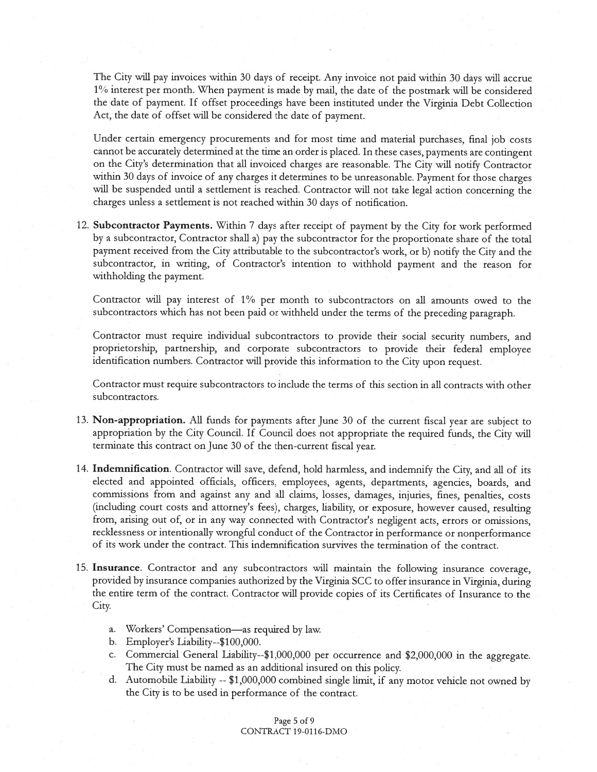The City will pay invoices within 30 days of receipt. Any invoice not paid within 30 days will accrue 1% interest per month. When payment is made by mail, the date of the postmark will be considered the date of payment. If offset proceedings have been instituted under the Virginia Debt Collection Act, the date of offset will be considered the date of payment.

Under certain emergency procurements and for most time and material purchases, final job costs cannot be accurately determined at the time an order is placed. In these cases, payments are contingent on the City's determination that all invoiced charges are reasonable. The City will notify Contractor within 30 days of invoice of any charges it determines to be unreasonable. Payment for those charges will be suspended until a settlement is reached. Contractor will not take legal action concerning the charges unless a settlement is not reached within 30 days of notification.

12. **Subcontractor Payments.** Within 7 days after receipt of payment by the City for work performed by a subcontractor, Contractor shall a) pay the subcontractor for the proportionate share of the total payment received from the City attributable to the subcontractor's work, or b) notify the City and the subcontractor, in writing, of Contractor's intention to withhold payment and the reason for withholding the payment.

    Contractor will pay interest of 1% per month to subcontractors on all amounts owed to the subcontractors which has not been paid or withheld under the terms of the preceding paragraph.

    Contractor must require individual subcontractors to provide their social security numbers, and proprietorship, partnership, and corporate subcontractors to provide their federal employee identification numbers. Contractor will provide this information to the City upon request.

    Contractor must require subcontractors to include the terms of this section in all contracts with other subcontractors.

13. **Non-appropriation.** All funds for payments after June 30 of the current fiscal year are subject to appropriation by the City Council. If Council does not appropriate the required funds, the City will terminate this contract on June 30 of the then-current fiscal year.

14. **Indemnification**. Contractor will save, defend, hold harmless, and indemnify the City, and all of its elected and appointed officials, officers, employees, agents, departments, agencies, boards, and commissions from and against any and all claims, losses, damages, injuries, fines, penalties, costs (including court costs and attorney's fees), charges, liability, or exposure, however caused, resulting from, arising out of, or in any way connected with Contractor's negligent acts, errors or omissions, recklessness or intentionally wrongful conduct of the Contractor in performance or nonperformance of its work under the contract. This indemnification survives the termination of the contract.

15. **Insurance**. Contractor and any subcontractors will maintain the following insurance coverage, provided by insurance companies authorized by the Virginia SCC to offer insurance in Virginia, during the entire term of the contract. Contractor will provide copies of its Certificates of Insurance to the City.

    a. Workers' Compensation—as required by law.
    b. Employer's Liability--$100,000.
    c. Commercial General Liability--$1,000,000 per occurrence and $2,000,000 in the aggregate. The City must be named as an additional insured on this policy.
    d. Automobile Liability -- $1,000,000 combined single limit, if any motor vehicle not owned by the City is to be used in performance of the contract.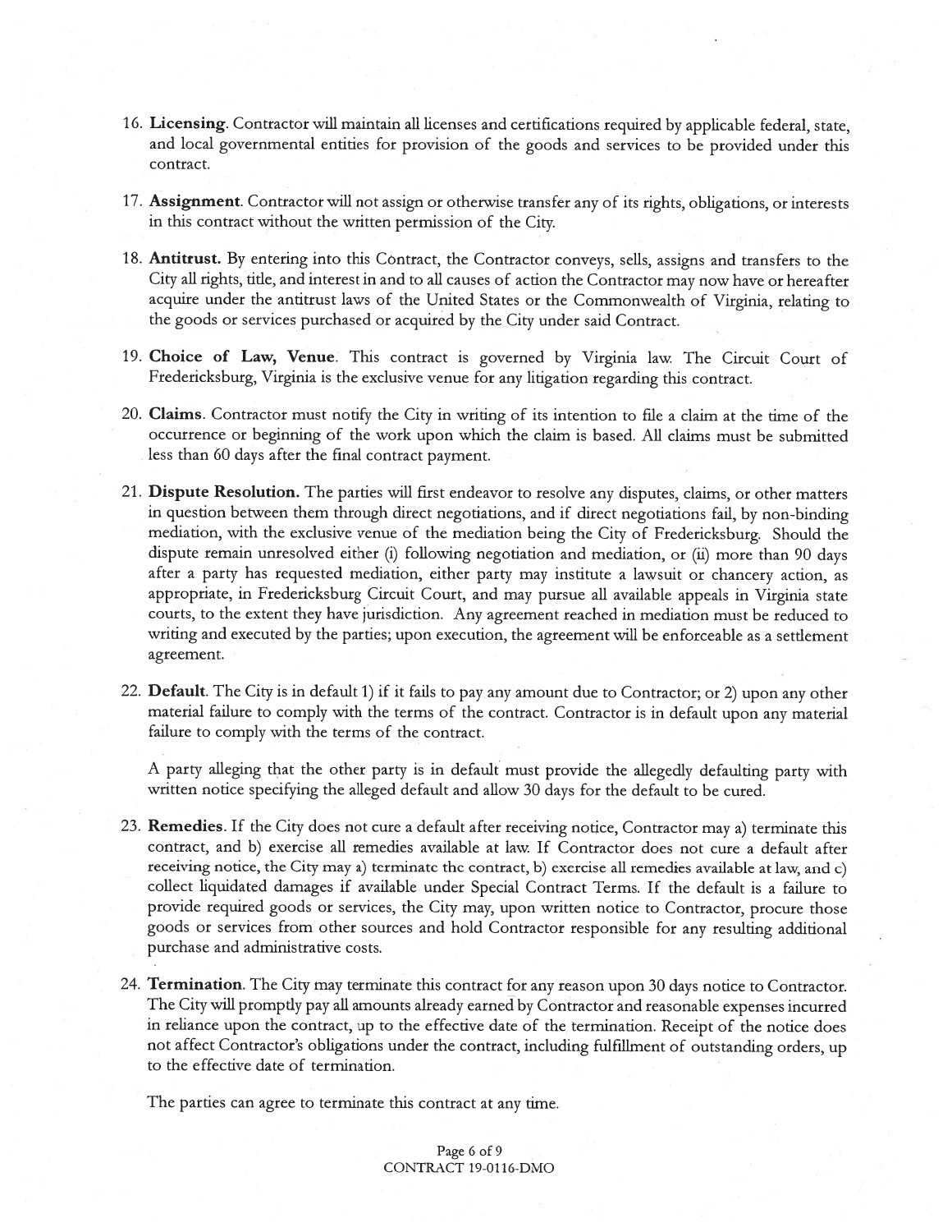16. **Licensing**. Contractor will maintain all licenses and certifications required by applicable federal, state, and local governmental entities for provision of the goods and services to be provided under this contract.

17. **Assignment**. Contractor will not assign or otherwise transfer any of its rights, obligations, or interests in this contract without the written permission of the City.

18. **Antitrust.** By entering into this Contract, the Contractor conveys, sells, assigns and transfers to the City all rights, title, and interest in and to all causes of action the Contractor may now have or hereafter acquire under the antitrust laws of the United States or the Commonwealth of Virginia, relating to the goods or services purchased or acquired by the City under said Contract.

19. **Choice of Law, Venue**. This contract is governed by Virginia law. The Circuit Court of Fredericksburg, Virginia is the exclusive venue for any litigation regarding this contract.

20. **Claims**. Contractor must notify the City in writing of its intention to file a claim at the time of the occurrence or beginning of the work upon which the claim is based. All claims must be submitted less than 60 days after the final contract payment.

21. **Dispute Resolution.** The parties will first endeavor to resolve any disputes, claims, or other matters in question between them through direct negotiations, and if direct negotiations fail, by non-binding mediation, with the exclusive venue of the mediation being the City of Fredericksburg. Should the dispute remain unresolved either (i) following negotiation and mediation, or (ii) more than 90 days after a party has requested mediation, either party may institute a lawsuit or chancery action, as appropriate, in Fredericksburg Circuit Court, and may pursue all available appeals in Virginia state courts, to the extent they have jurisdiction. Any agreement reached in mediation must be reduced to writing and executed by the parties; upon execution, the agreement will be enforceable as a settlement agreement.

22. **Default**. The City is in default 1) if it fails to pay any amount due to Contractor; or 2) upon any other material failure to comply with the terms of the contract. Contractor is in default upon any material failure to comply with the terms of the contract.

    A party alleging that the other party is in default must provide the allegedly defaulting party with written notice specifying the alleged default and allow 30 days for the default to be cured.

23. **Remedies**. If the City does not cure a default after receiving notice, Contractor may a) terminate this contract, and b) exercise all remedies available at law. If Contractor does not cure a default after receiving notice, the City may a) terminate the contract, b) exercise all remedies available at law, and c) collect liquidated damages if available under Special Contract Terms. If the default is a failure to provide required goods or services, the City may, upon written notice to Contractor, procure those goods or services from other sources and hold Contractor responsible for any resulting additional purchase and administrative costs.

24. **Termination.** The City may terminate this contract for any reason upon 30 days notice to Contractor. The City will promptly pay all amounts already earned by Contractor and reasonable expenses incurred in reliance upon the contract, up to the effective date of the termination. Receipt of the notice does not affect Contractor's obligations under the contract, including fulfillment of outstanding orders, up to the effective date of termination.

    The parties can agree to terminate this contract at any time.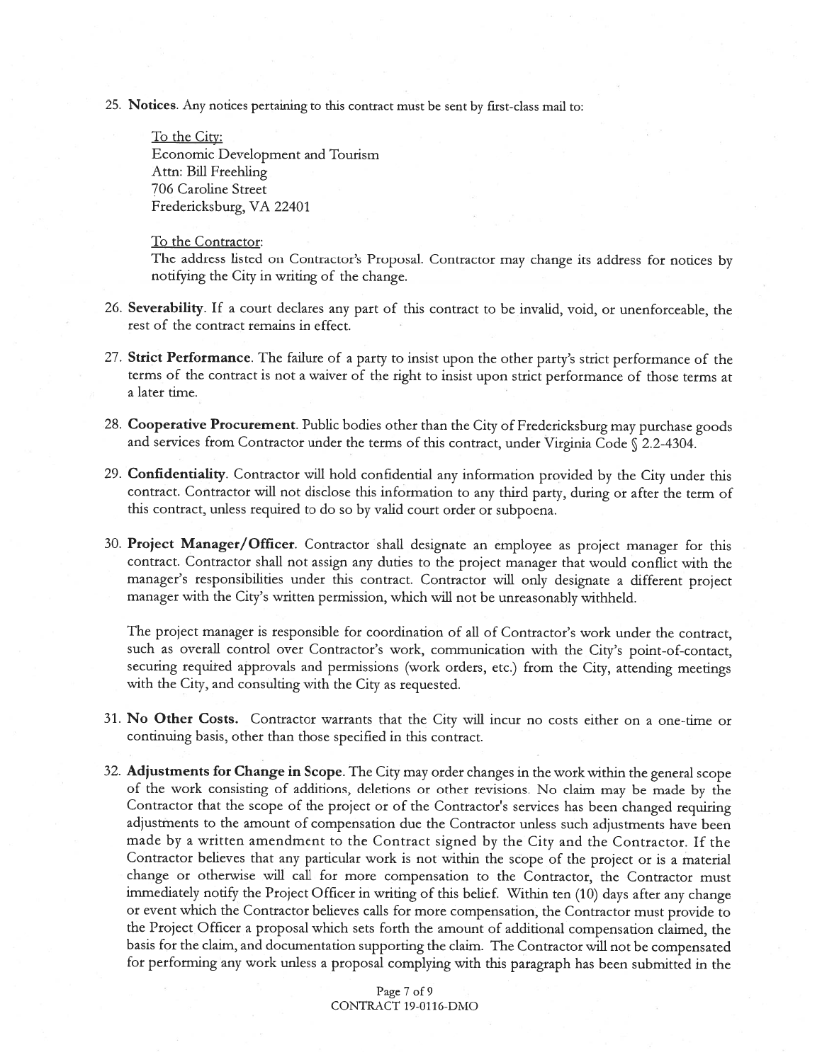25. **Notices**. Any notices pertaining to this contract must be sent by first-class mail to:

    To the City:
    Economic Development and Tourism
    Attn: Bill Freehling
    706 Caroline Street
    Fredericksburg, VA 22401

    To the Contractor:
    The address listed on Contractor's Proposal. Contractor may change its address for notices by notifying the City in writing of the change.

26. **Severability**. If a court declares any part of this contract to be invalid, void, or unenforceable, the rest of the contract remains in effect.

27. **Strict Performance**. The failure of a party to insist upon the other party's strict performance of the terms of the contract is not a waiver of the right to insist upon strict performance of those terms at a later time.

28. **Cooperative Procurement**. Public bodies other than the City of Fredericksburg may purchase goods and services from Contractor under the terms of this contract, under Virginia Code § 2.2-4304.

29. **Confidentiality**. Contractor will hold confidential any information provided by the City under this contract. Contractor will not disclose this information to any third party, during or after the term of this contract, unless required to do so by valid court order or subpoena.

30. **Project Manager/Officer**. Contractor shall designate an employee as project manager for this contract. Contractor shall not assign any duties to the project manager that would conflict with the manager's responsibilities under this contract. Contractor will only designate a different project manager with the City's written permission, which will not be unreasonably withheld.

    The project manager is responsible for coordination of all of Contractor's work under the contract, such as overall control over Contractor's work, communication with the City's point-of-contact, securing required approvals and permissions (work orders, etc.) from the City, attending meetings with the City, and consulting with the City as requested.

31. **No Other Costs.** Contractor warrants that the City will incur no costs either on a one-time or continuing basis, other than those specified in this contract.

32. **Adjustments for Change in Scope**. The City may order changes in the work within the general scope of the work consisting of additions, deletions or other revisions. No claim may be made by the Contractor that the scope of the project or of the Contractor's services has been changed requiring adjustments to the amount of compensation due the Contractor unless such adjustments have been made by a written amendment to the Contract signed by the City and the Contractor. If the Contractor believes that any particular work is not within the scope of the project or is a material change or otherwise will call for more compensation to the Contractor, the Contractor must immediately notify the Project Officer in writing of this belief. Within ten (10) days after any change or event which the Contractor believes calls for more compensation, the Contractor must provide to the Project Officer a proposal which sets forth the amount of additional compensation claimed, the basis for the claim, and documentation supporting the claim. The Contractor will not be compensated for performing any work unless a proposal complying with this paragraph has been submitted in the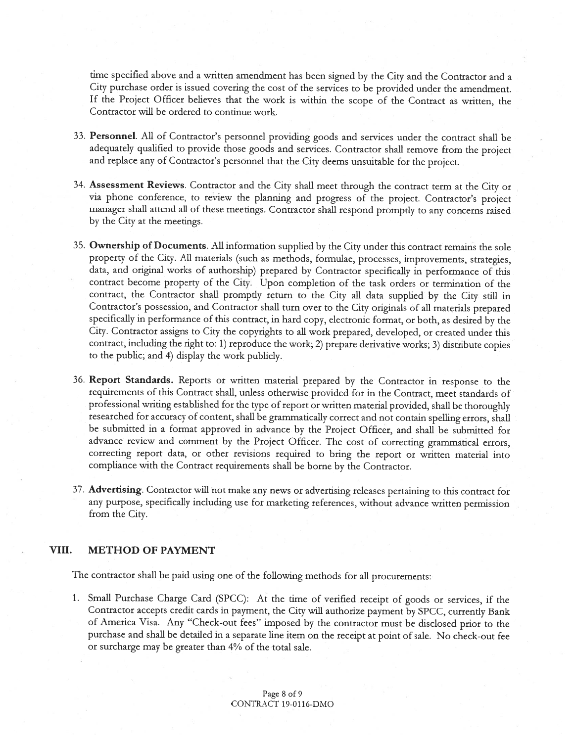time specified above and a written amendment has been signed by the City and the Contractor and a City purchase order is issued covering the cost of the services to be provided under the amendment. If the Project Officer believes that the work is within the scope of the Contract as written, the Contractor will be ordered to continue work.

33. **Personnel**. All of Contractor's personnel providing goods and services under the contract shall be adequately qualified to provide those goods and services. Contractor shall remove from the project and replace any of Contractor's personnel that the City deems unsuitable for the project.

34. **Assessment Reviews**. Contractor and the City shall meet through the contract term at the City or via phone conference, to review the planning and progress of the project. Contractor's project manager shall attend all of these meetings. Contractor shall respond promptly to any concerns raised by the City at the meetings.

35. **Ownership of Documents**. All information supplied by the City under this contract remains the sole property of the City. All materials (such as methods, formulae, processes, improvements, strategies, data, and original works of authorship) prepared by Contractor specifically in performance of this contract become property of the City. Upon completion of the task orders or termination of the contract, the Contractor shall promptly return to the City all data supplied by the City still in Contractor's possession, and Contractor shall turn over to the City originals of all materials prepared specifically in performance of this contract, in hard copy, electronic format, or both, as desired by the City. Contractor assigns to City the copyrights to all work prepared, developed, or created under this contract, including the right to: 1) reproduce the work; 2) prepare derivative works; 3) distribute copies to the public; and 4) display the work publicly.

36. **Report Standards.** Reports or written material prepared by the Contractor in response to the requirements of this Contract shall, unless otherwise provided for in the Contract, meet standards of professional writing established for the type of report or written material provided, shall be thoroughly researched for accuracy of content, shall be grammatically correct and not contain spelling errors, shall be submitted in a format approved in advance by the Project Officer, and shall be submitted for advance review and comment by the Project Officer. The cost of correcting grammatical errors, correcting report data, or other revisions required to bring the report or written material into compliance with the Contract requirements shall be borne by the Contractor.

37. **Advertising**. Contractor will not make any news or advertising releases pertaining to this contract for any purpose, specifically including use for marketing references, without advance written permission from the City.

## VIII. METHOD OF PAYMENT

The contractor shall be paid using one of the following methods for all procurements:

1. Small Purchase Charge Card (SPCC): At the time of verified receipt of goods or services, if the Contractor accepts credit cards in payment, the City will authorize payment by SPCC, currently Bank of America Visa. Any "Check-out fees" imposed by the contractor must be disclosed prior to the purchase and shall be detailed in a separate line item on the receipt at point of sale. No check-out fee or surcharge may be greater than 4% of the total sale.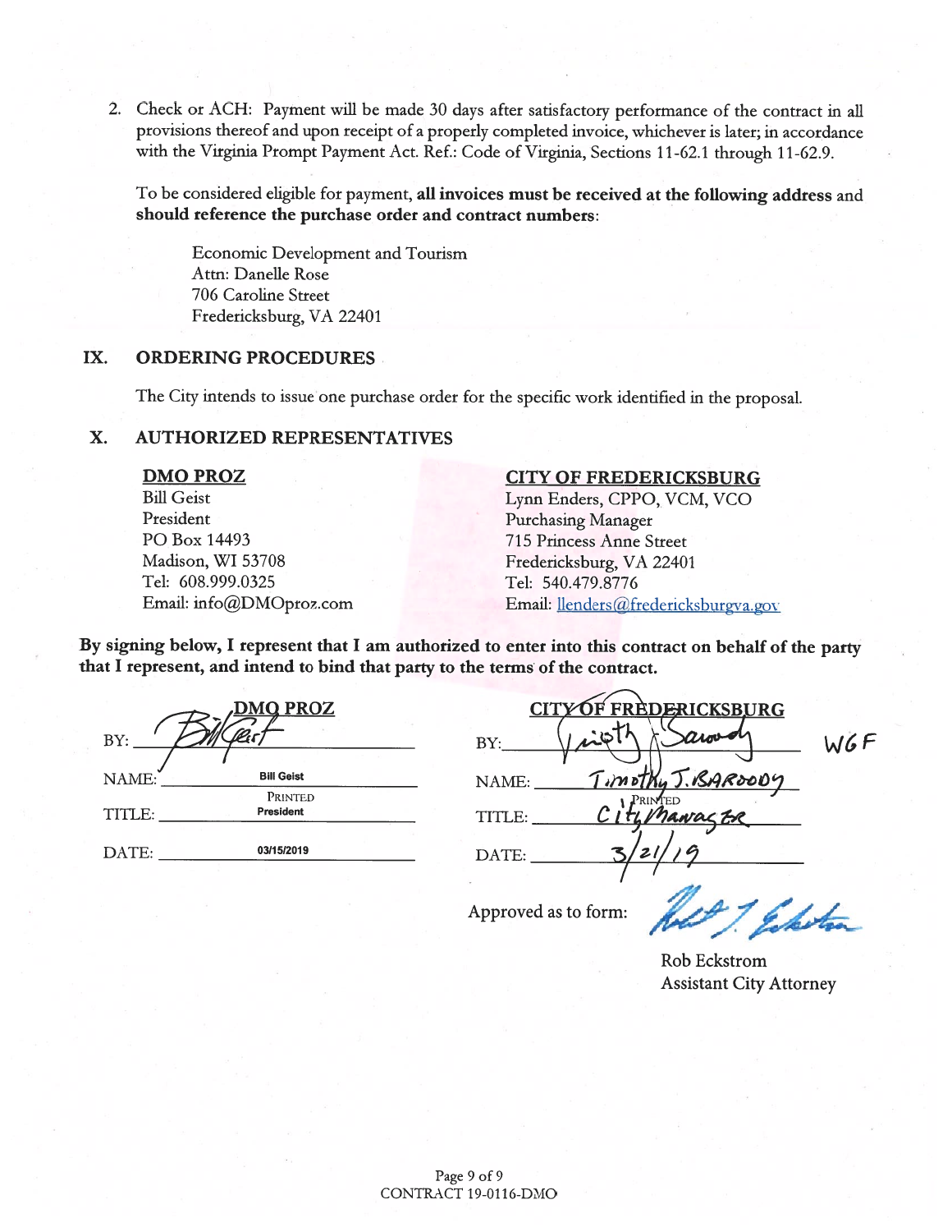2. Check or ACH: Payment will be made 30 days after satisfactory performance of the contract in all provisions thereof and upon receipt of a properly completed invoice, whichever is later; in accordance with the Virginia Prompt Payment Act. Ref.: Code of Virginia, Sections 11-62.1 through 11-62.9.

   To be considered eligible for payment, **all invoices must be received at the following address** and **should reference the purchase order and contract numbers**:

   Economic Development and Tourism
   Attn: Danelle Rose
   706 Caroline Street
   Fredericksburg, VA 22401

## IX. ORDERING PROCEDURES

The City intends to issue one purchase order for the specific work identified in the proposal.

## X. AUTHORIZED REPRESENTATIVES

**DMO PROZ**
Bill Geist
President
PO Box 14493
Madison, WI 53708
Tel: 608.999.0325
Email: info@DMOproz.com

**CITY OF FREDERICKSBURG**
Lynn Enders, CPPO, VCM, VCO
Purchasing Manager
715 Princess Anne Street
Fredericksburg, VA 22401
Tel: 540.479.8776
Email: llenders@fredericksburgva.gov

**By signing below, I represent that I am authorized to enter into this contract on behalf of the party that I represent, and intend to bind that party to the terms of the contract.**

**DMO PROZ**

BY: Bill Geist

NAME: Bill Geist
PRINTED

TITLE: President

DATE: 03/15/2019

**CITY OF FREDERICKSBURG**

BY: Timothy J. Baroody WGF

NAME: Timothy J. Baroody
PRINTED

TITLE: City Manager

DATE: 3/21/19

Approved as to form: Rob T. Eckstrom

Rob Eckstrom
Assistant City Attorney

CONTRACT 19-0116-DMO